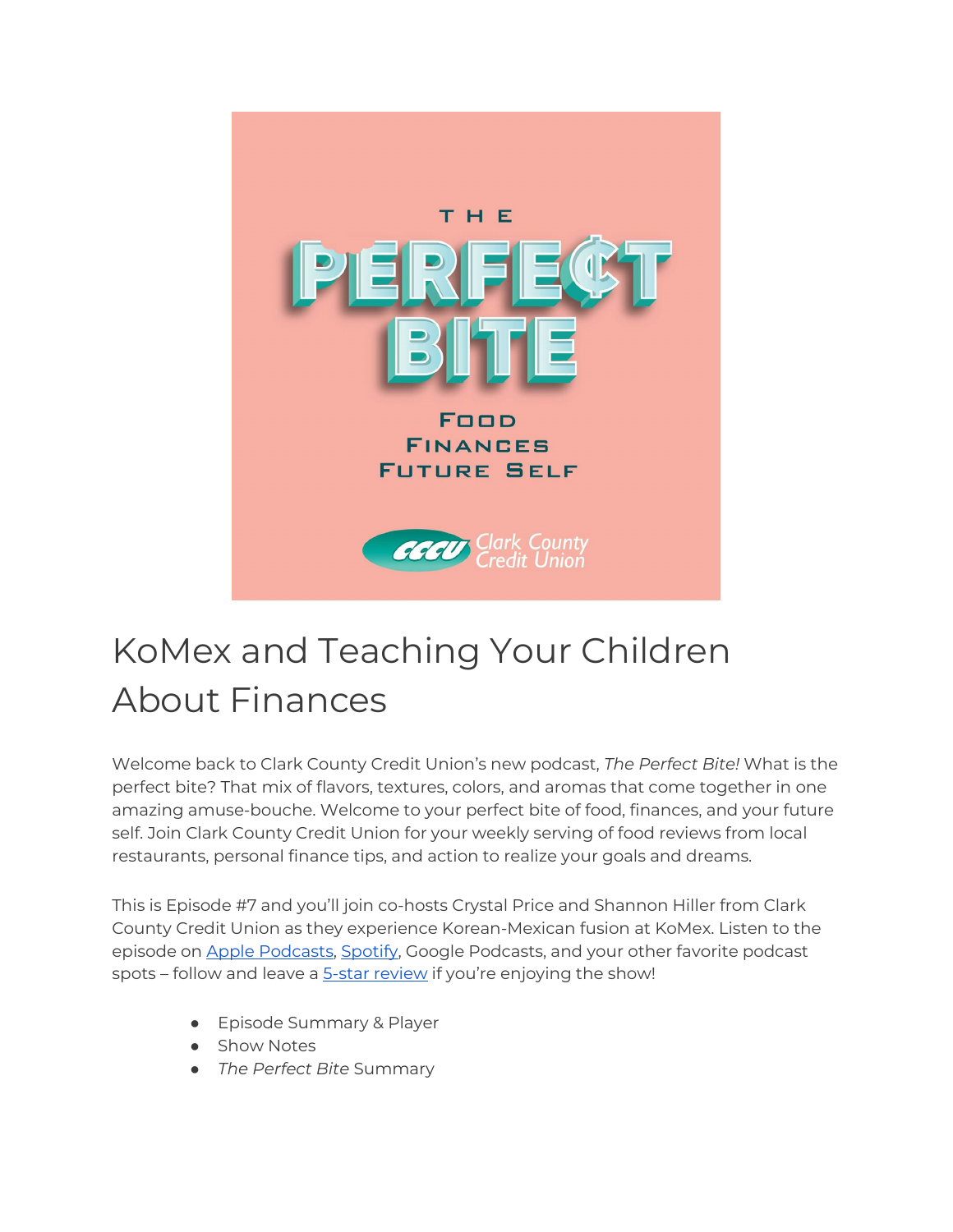# KoMex and Teaching Your Children About Finances

Welcome back to Clark County Credit Union's new podcast, *The Perfect Bite!* What is the perfect bite? That mix of flavors, textures, colors, and aromas that come together in one amazing amuse-bouche. Welcome to your perfect bite of food, finances, and your future self. Join Clark County Credit Union for your weekly serving of food reviews from local restaurants, personal finance tips, and action to realize your goals and dreams.

This is Episode #7 and you'll join co-hosts Crystal Price and Shannon Hiller from Clark County Credit Union as they experience Korean-Mexican fusion at KoMex. Listen to the episode on [Apple Podcasts](), [Spotify](), Google Podcasts, and your other favorite podcast spots – follow and leave a [5-star review]() if you're enjoying the show!

- Episode Summary & Player
- Show Notes
- *The Perfect Bite* Summary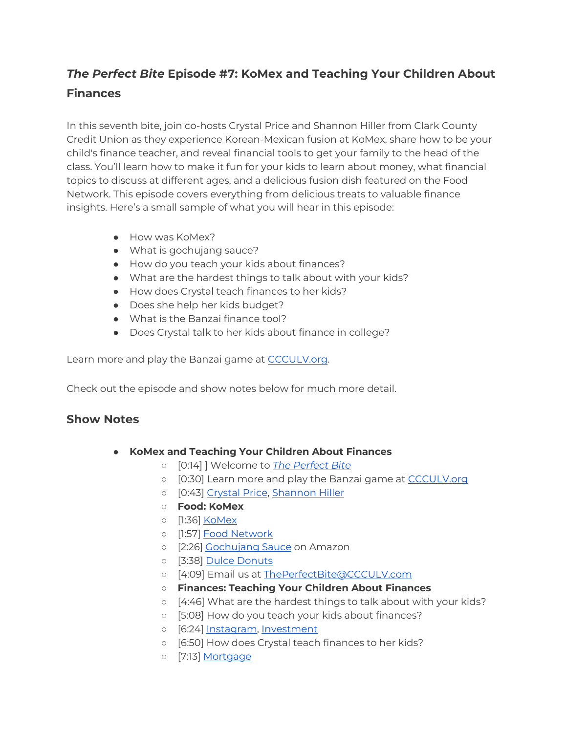# *The Perfect Bite* Episode #7: KoMex and Teaching Your Children About Finances

In this seventh bite, join co-hosts Crystal Price and Shannon Hiller from Clark County Credit Union as they experience Korean-Mexican fusion at KoMex, share how to be your child's finance teacher, and reveal financial tools to get your family to the head of the class. You'll learn how to make it fun for your kids to learn about money, what financial topics to discuss at different ages, and a delicious fusion dish featured on the Food Network. This episode covers everything from delicious treats to valuable finance insights. Here's a small sample of what you will hear in this episode:

- How was KoMex?
- What is gochujang sauce?
- How do you teach your kids about finances?
- What are the hardest things to talk about with your kids?
- How does Crystal teach finances to her kids?
- Does she help her kids budget?
- What is the Banzai finance tool?
- Does Crystal talk to her kids about finance in college?

Learn more and play the Banzai game at CCCULV.org.

Check out the episode and show notes below for much more detail.

## Show Notes

- **KoMex and Teaching Your Children About Finances**
  - [0:14] ] Welcome to *The Perfect Bite*
  - [0:30] Learn more and play the Banzai game at CCCULV.org
  - [0:43] Crystal Price, Shannon Hiller
  - **Food: KoMex**
  - [1:36] KoMex
  - [1:57] Food Network
  - [2:26] Gochujang Sauce on Amazon
  - [3:38] Dulce Donuts
  - [4:09] Email us at ThePerfectBite@CCCULV.com
  - **Finances: Teaching Your Children About Finances**
  - [4:46] What are the hardest things to talk about with your kids?
  - [5:08] How do you teach your kids about finances?
  - [6:24] Instagram, Investment
  - [6:50] How does Crystal teach finances to her kids?
  - [7:13] Mortgage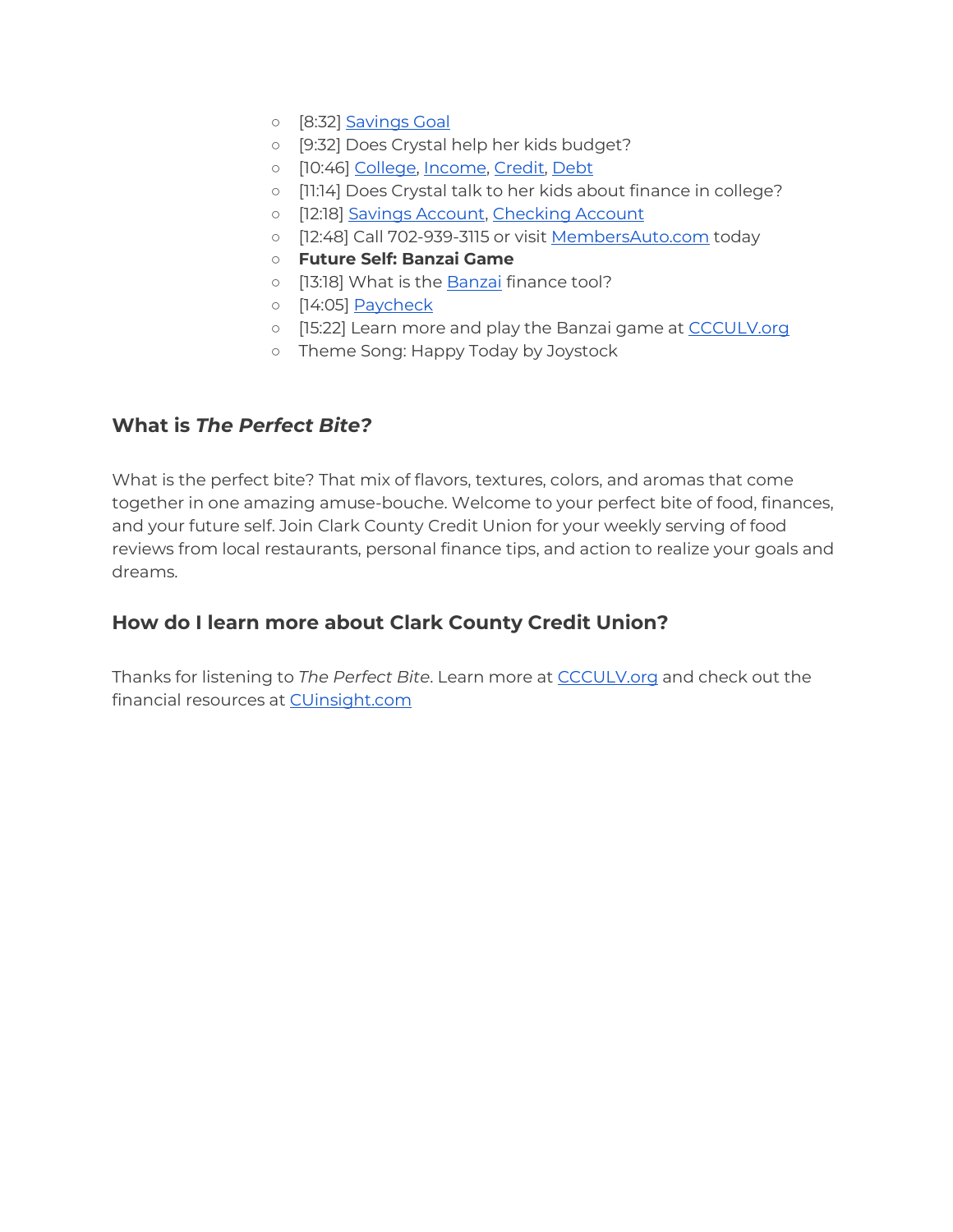- [8:32] Savings Goal
- [9:32] Does Crystal help her kids budget?
- [10:46] College, Income, Credit, Debt
- [11:14] Does Crystal talk to her kids about finance in college?
- [12:18] Savings Account, Checking Account
- [12:48] Call 702-939-3115 or visit MembersAuto.com today
- **Future Self: Banzai Game**
- [13:18] What is the Banzai finance tool?
- [14:05] Paycheck
- [15:22] Learn more and play the Banzai game at CCCULV.org
- Theme Song: Happy Today by Joystock

## What is *The Perfect Bite?*

What is the perfect bite? That mix of flavors, textures, colors, and aromas that come together in one amazing amuse-bouche. Welcome to your perfect bite of food, finances, and your future self. Join Clark County Credit Union for your weekly serving of food reviews from local restaurants, personal finance tips, and action to realize your goals and dreams.

## How do I learn more about Clark County Credit Union?

Thanks for listening to *The Perfect Bite*. Learn more at CCCULV.org and check out the financial resources at CUinsight.com